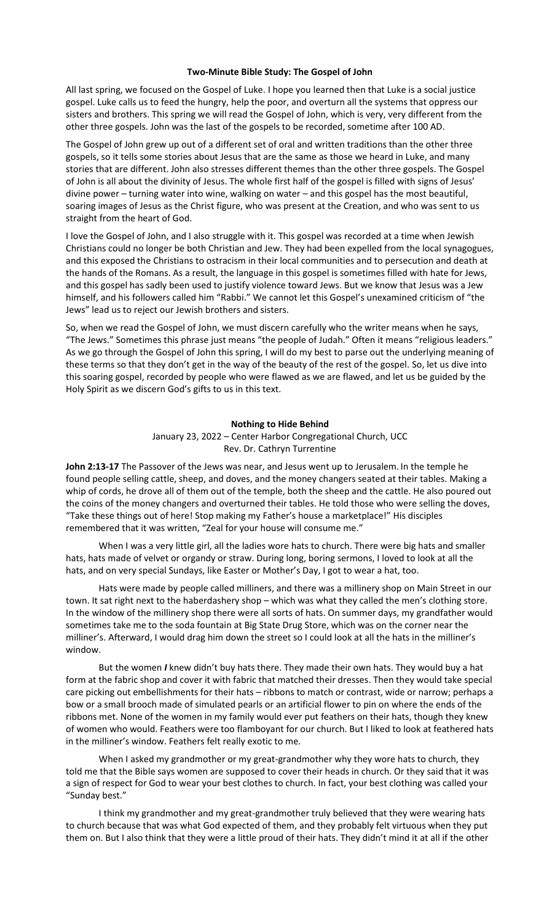## Two-Minute Bible Study: The Gospel of John

All last spring, we focused on the Gospel of Luke. I hope you learned then that Luke is a social justice gospel. Luke calls us to feed the hungry, help the poor, and overturn all the systems that oppress our sisters and brothers. This spring we will read the Gospel of John, which is very, very different from the other three gospels. John was the last of the gospels to be recorded, sometime after 100 AD.

The Gospel of John grew up out of a different set of oral and written traditions than the other three gospels, so it tells some stories about Jesus that are the same as those we heard in Luke, and many stories that are different. John also stresses different themes than the other three gospels. The Gospel of John is all about the divinity of Jesus. The whole first half of the gospel is filled with signs of Jesus' divine power – turning water into wine, walking on water – and this gospel has the most beautiful, soaring images of Jesus as the Christ figure, who was present at the Creation, and who was sent to us straight from the heart of God.

I love the Gospel of John, and I also struggle with it. This gospel was recorded at a time when Jewish Christians could no longer be both Christian and Jew. They had been expelled from the local synagogues, and this exposed the Christians to ostracism in their local communities and to persecution and death at the hands of the Romans. As a result, the language in this gospel is sometimes filled with hate for Jews, and this gospel has sadly been used to justify violence toward Jews. But we know that Jesus was a Jew himself, and his followers called him "Rabbi." We cannot let this Gospel's unexamined criticism of "the Jews" lead us to reject our Jewish brothers and sisters.

So, when we read the Gospel of John, we must discern carefully who the writer means when he says, "The Jews." Sometimes this phrase just means "the people of Judah." Often it means "religious leaders." As we go through the Gospel of John this spring, I will do my best to parse out the underlying meaning of these terms so that they don't get in the way of the beauty of the rest of the gospel. So, let us dive into this soaring gospel, recorded by people who were flawed as we are flawed, and let us be guided by the Holy Spirit as we discern God's gifts to us in this text.

## Nothing to Hide Behind

January 23, 2022 – Center Harbor Congregational Church, UCC
Rev. Dr. Cathryn Turrentine

**John 2:13-17** The Passover of the Jews was near, and Jesus went up to Jerusalem. In the temple he found people selling cattle, sheep, and doves, and the money changers seated at their tables. Making a whip of cords, he drove all of them out of the temple, both the sheep and the cattle. He also poured out the coins of the money changers and overturned their tables. He told those who were selling the doves, "Take these things out of here! Stop making my Father's house a marketplace!" His disciples remembered that it was written, "Zeal for your house will consume me."

When I was a very little girl, all the ladies wore hats to church. There were big hats and smaller hats, hats made of velvet or organdy or straw. During long, boring sermons, I loved to look at all the hats, and on very special Sundays, like Easter or Mother's Day, I got to wear a hat, too.

Hats were made by people called milliners, and there was a millinery shop on Main Street in our town. It sat right next to the haberdashery shop – which was what they called the men's clothing store. In the window of the millinery shop there were all sorts of hats. On summer days, my grandfather would sometimes take me to the soda fountain at Big State Drug Store, which was on the corner near the milliner's. Afterward, I would drag him down the street so I could look at all the hats in the milliner's window.

But the women ***I*** knew didn't buy hats there. They made their own hats. They would buy a hat form at the fabric shop and cover it with fabric that matched their dresses. Then they would take special care picking out embellishments for their hats – ribbons to match or contrast, wide or narrow; perhaps a bow or a small brooch made of simulated pearls or an artificial flower to pin on where the ends of the ribbons met. None of the women in my family would ever put feathers on their hats, though they knew of women who would. Feathers were too flamboyant for our church. But I liked to look at feathered hats in the milliner's window. Feathers felt really exotic to me.

When I asked my grandmother or my great-grandmother why they wore hats to church, they told me that the Bible says women are supposed to cover their heads in church. Or they said that it was a sign of respect for God to wear your best clothes to church. In fact, your best clothing was called your "Sunday best."

I think my grandmother and my great-grandmother truly believed that they were wearing hats to church because that was what God expected of them, and they probably felt virtuous when they put them on. But I also think that they were a little proud of their hats. They didn't mind it at all if the other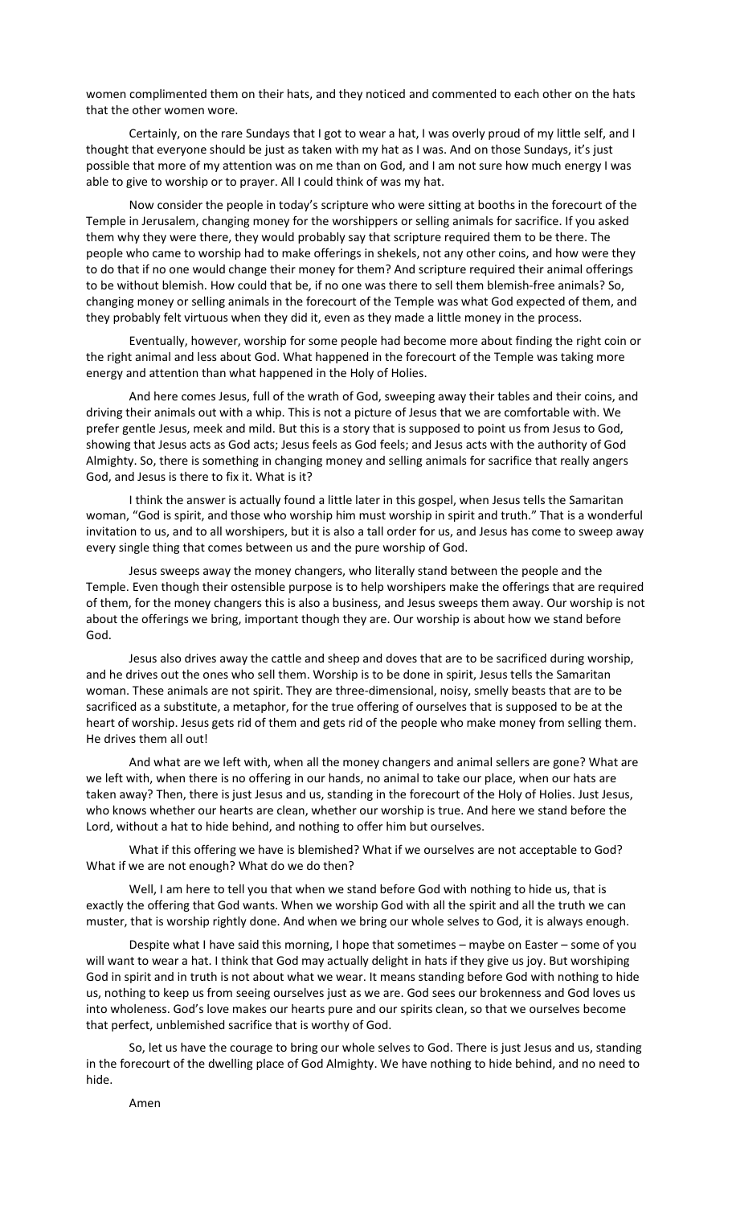women complimented them on their hats, and they noticed and commented to each other on the hats that the other women wore.

Certainly, on the rare Sundays that I got to wear a hat, I was overly proud of my little self, and I thought that everyone should be just as taken with my hat as I was. And on those Sundays, it's just possible that more of my attention was on me than on God, and I am not sure how much energy I was able to give to worship or to prayer. All I could think of was my hat.

Now consider the people in today's scripture who were sitting at booths in the forecourt of the Temple in Jerusalem, changing money for the worshippers or selling animals for sacrifice. If you asked them why they were there, they would probably say that scripture required them to be there. The people who came to worship had to make offerings in shekels, not any other coins, and how were they to do that if no one would change their money for them? And scripture required their animal offerings to be without blemish. How could that be, if no one was there to sell them blemish-free animals? So, changing money or selling animals in the forecourt of the Temple was what God expected of them, and they probably felt virtuous when they did it, even as they made a little money in the process.

Eventually, however, worship for some people had become more about finding the right coin or the right animal and less about God. What happened in the forecourt of the Temple was taking more energy and attention than what happened in the Holy of Holies.

And here comes Jesus, full of the wrath of God, sweeping away their tables and their coins, and driving their animals out with a whip. This is not a picture of Jesus that we are comfortable with. We prefer gentle Jesus, meek and mild. But this is a story that is supposed to point us from Jesus to God, showing that Jesus acts as God acts; Jesus feels as God feels; and Jesus acts with the authority of God Almighty. So, there is something in changing money and selling animals for sacrifice that really angers God, and Jesus is there to fix it. What is it?

I think the answer is actually found a little later in this gospel, when Jesus tells the Samaritan woman, "God is spirit, and those who worship him must worship in spirit and truth." That is a wonderful invitation to us, and to all worshipers, but it is also a tall order for us, and Jesus has come to sweep away every single thing that comes between us and the pure worship of God.

Jesus sweeps away the money changers, who literally stand between the people and the Temple. Even though their ostensible purpose is to help worshipers make the offerings that are required of them, for the money changers this is also a business, and Jesus sweeps them away. Our worship is not about the offerings we bring, important though they are. Our worship is about how we stand before God.

Jesus also drives away the cattle and sheep and doves that are to be sacrificed during worship, and he drives out the ones who sell them. Worship is to be done in spirit, Jesus tells the Samaritan woman. These animals are not spirit. They are three-dimensional, noisy, smelly beasts that are to be sacrificed as a substitute, a metaphor, for the true offering of ourselves that is supposed to be at the heart of worship. Jesus gets rid of them and gets rid of the people who make money from selling them. He drives them all out!

And what are we left with, when all the money changers and animal sellers are gone? What are we left with, when there is no offering in our hands, no animal to take our place, when our hats are taken away? Then, there is just Jesus and us, standing in the forecourt of the Holy of Holies. Just Jesus, who knows whether our hearts are clean, whether our worship is true. And here we stand before the Lord, without a hat to hide behind, and nothing to offer him but ourselves.

What if this offering we have is blemished? What if we ourselves are not acceptable to God? What if we are not enough? What do we do then?

Well, I am here to tell you that when we stand before God with nothing to hide us, that is exactly the offering that God wants. When we worship God with all the spirit and all the truth we can muster, that is worship rightly done. And when we bring our whole selves to God, it is always enough.

Despite what I have said this morning, I hope that sometimes – maybe on Easter – some of you will want to wear a hat. I think that God may actually delight in hats if they give us joy. But worshiping God in spirit and in truth is not about what we wear. It means standing before God with nothing to hide us, nothing to keep us from seeing ourselves just as we are. God sees our brokenness and God loves us into wholeness. God's love makes our hearts pure and our spirits clean, so that we ourselves become that perfect, unblemished sacrifice that is worthy of God.

So, let us have the courage to bring our whole selves to God. There is just Jesus and us, standing in the forecourt of the dwelling place of God Almighty. We have nothing to hide behind, and no need to hide.

Amen